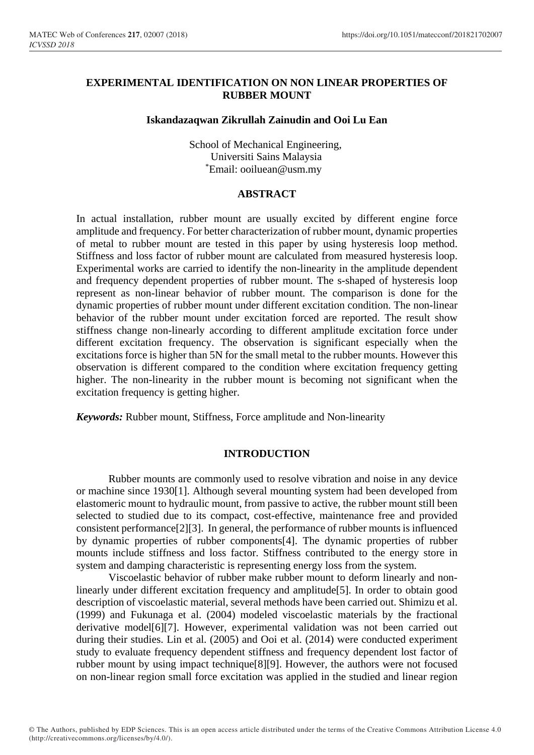# EXPERIMENTAL IDENTIFICATION ON NON LINEAR PROPERTIES OF RUBBER MOUNT

**Iskandazaqwan Zikrullah Zainudin and Ooi Lu Ean**

School of Mechanical Engineering,
Universiti Sains Malaysia
*Email: ooiluean@usm.my

## ABSTRACT

In actual installation, rubber mount are usually excited by different engine force amplitude and frequency. For better characterization of rubber mount, dynamic properties of metal to rubber mount are tested in this paper by using hysteresis loop method. Stiffness and loss factor of rubber mount are calculated from measured hysteresis loop. Experimental works are carried to identify the non-linearity in the amplitude dependent and frequency dependent properties of rubber mount. The s-shaped of hysteresis loop represent as non-linear behavior of rubber mount. The comparison is done for the dynamic properties of rubber mount under different excitation condition. The non-linear behavior of the rubber mount under excitation forced are reported. The result show stiffness change non-linearly according to different amplitude excitation force under different excitation frequency. The observation is significant especially when the excitations force is higher than 5N for the small metal to the rubber mounts. However this observation is different compared to the condition where excitation frequency getting higher. The non-linearity in the rubber mount is becoming not significant when the excitation frequency is getting higher.

***Keywords:*** Rubber mount, Stiffness, Force amplitude and Non-linearity

## INTRODUCTION

Rubber mounts are commonly used to resolve vibration and noise in any device or machine since 1930[1]. Although several mounting system had been developed from elastomeric mount to hydraulic mount, from passive to active, the rubber mount still been selected to studied due to its compact, cost-effective, maintenance free and provided consistent performance[2][3]. In general, the performance of rubber mounts is influenced by dynamic properties of rubber components[4]. The dynamic properties of rubber mounts include stiffness and loss factor. Stiffness contributed to the energy store in system and damping characteristic is representing energy loss from the system.

Viscoelastic behavior of rubber make rubber mount to deform linearly and non-linearly under different excitation frequency and amplitude[5]. In order to obtain good description of viscoelastic material, several methods have been carried out. Shimizu et al. (1999) and Fukunaga et al. (2004) modeled viscoelastic materials by the fractional derivative model[6][7]. However, experimental validation was not been carried out during their studies. Lin et al. (2005) and Ooi et al. (2014) were conducted experiment study to evaluate frequency dependent stiffness and frequency dependent lost factor of rubber mount by using impact technique[8][9]. However, the authors were not focused on non-linear region small force excitation was applied in the studied and linear region

© The Authors, published by EDP Sciences. This is an open access article distributed under the terms of the Creative Commons Attribution License 4.0 (http://creativecommons.org/licenses/by/4.0/).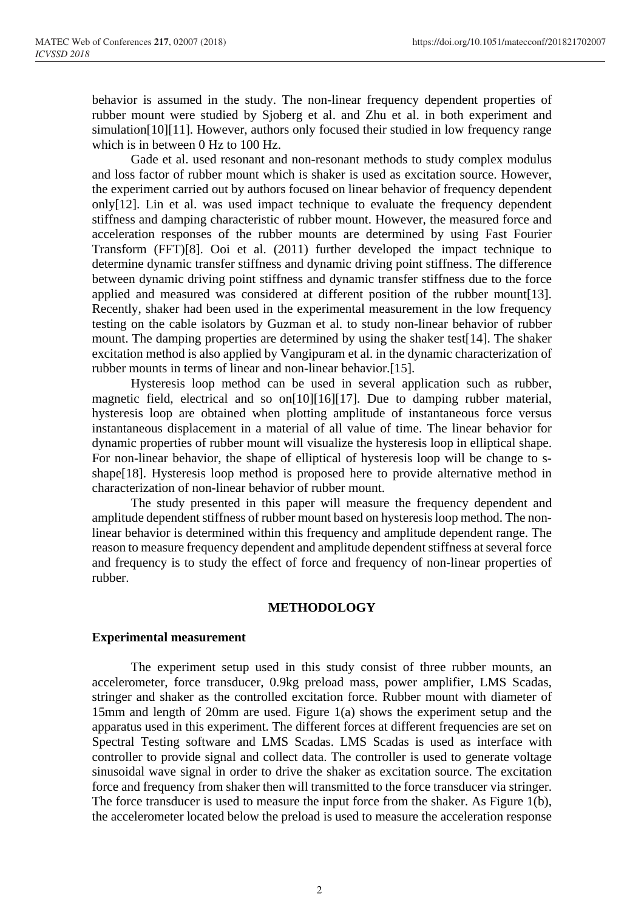behavior is assumed in the study. The non-linear frequency dependent properties of rubber mount were studied by Sjoberg et al. and Zhu et al. in both experiment and simulation[10][11]. However, authors only focused their studied in low frequency range which is in between 0 Hz to 100 Hz.

Gade et al. used resonant and non-resonant methods to study complex modulus and loss factor of rubber mount which is shaker is used as excitation source. However, the experiment carried out by authors focused on linear behavior of frequency dependent only[12]. Lin et al. was used impact technique to evaluate the frequency dependent stiffness and damping characteristic of rubber mount. However, the measured force and acceleration responses of the rubber mounts are determined by using Fast Fourier Transform (FFT)[8]. Ooi et al. (2011) further developed the impact technique to determine dynamic transfer stiffness and dynamic driving point stiffness. The difference between dynamic driving point stiffness and dynamic transfer stiffness due to the force applied and measured was considered at different position of the rubber mount[13]. Recently, shaker had been used in the experimental measurement in the low frequency testing on the cable isolators by Guzman et al. to study non-linear behavior of rubber mount. The damping properties are determined by using the shaker test[14]. The shaker excitation method is also applied by Vangipuram et al. in the dynamic characterization of rubber mounts in terms of linear and non-linear behavior.[15].

Hysteresis loop method can be used in several application such as rubber, magnetic field, electrical and so on[10][16][17]. Due to damping rubber material, hysteresis loop are obtained when plotting amplitude of instantaneous force versus instantaneous displacement in a material of all value of time. The linear behavior for dynamic properties of rubber mount will visualize the hysteresis loop in elliptical shape. For non-linear behavior, the shape of elliptical of hysteresis loop will be change to s-shape[18]. Hysteresis loop method is proposed here to provide alternative method in characterization of non-linear behavior of rubber mount.

The study presented in this paper will measure the frequency dependent and amplitude dependent stiffness of rubber mount based on hysteresis loop method. The non-linear behavior is determined within this frequency and amplitude dependent range. The reason to measure frequency dependent and amplitude dependent stiffness at several force and frequency is to study the effect of force and frequency of non-linear properties of rubber.

## METHODOLOGY

### Experimental measurement

The experiment setup used in this study consist of three rubber mounts, an accelerometer, force transducer, 0.9kg preload mass, power amplifier, LMS Scadas, stringer and shaker as the controlled excitation force. Rubber mount with diameter of 15mm and length of 20mm are used. Figure 1(a) shows the experiment setup and the apparatus used in this experiment. The different forces at different frequencies are set on Spectral Testing software and LMS Scadas. LMS Scadas is used as interface with controller to provide signal and collect data. The controller is used to generate voltage sinusoidal wave signal in order to drive the shaker as excitation source. The excitation force and frequency from shaker then will transmitted to the force transducer via stringer. The force transducer is used to measure the input force from the shaker. As Figure 1(b), the accelerometer located below the preload is used to measure the acceleration response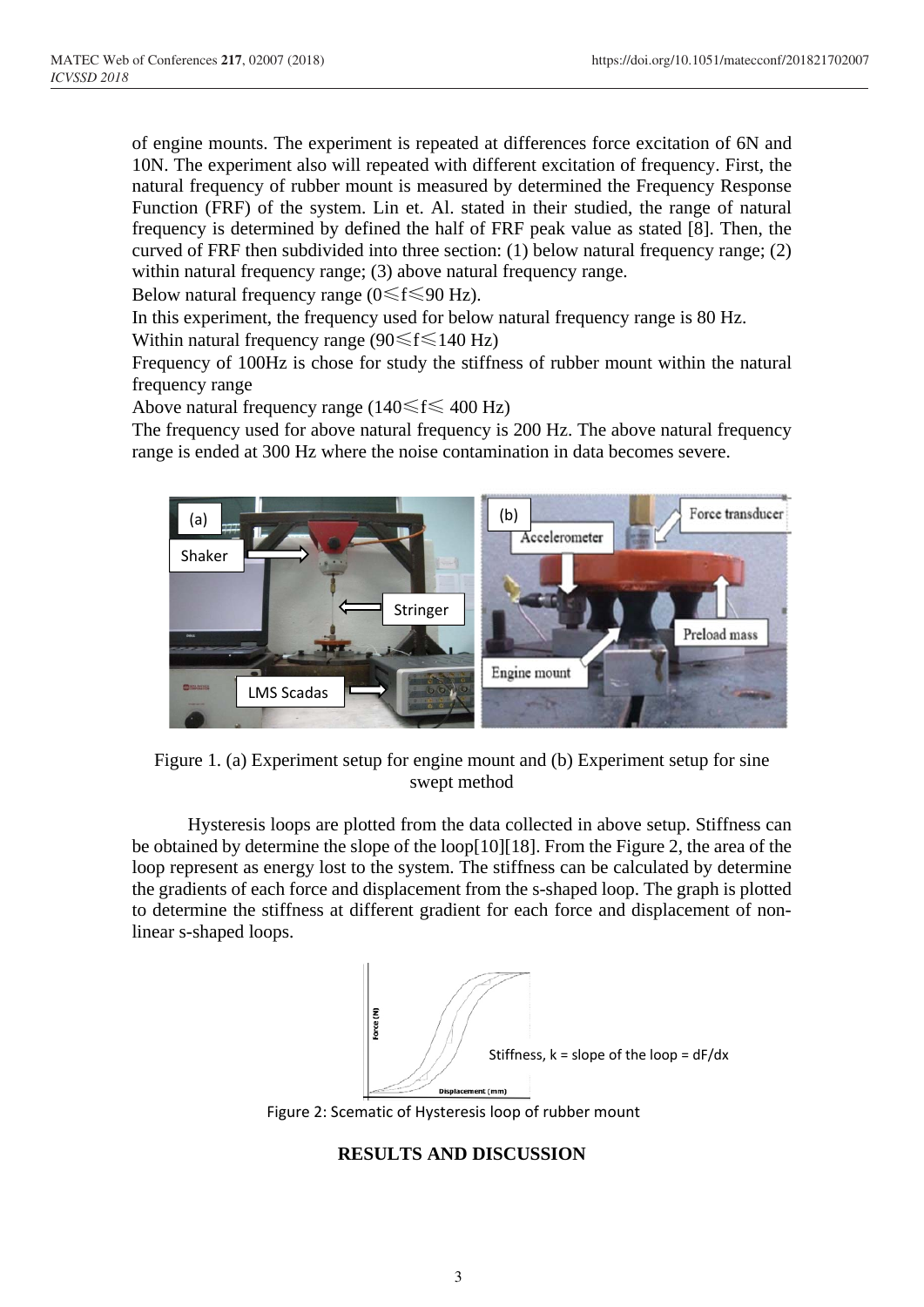of engine mounts. The experiment is repeated at differences force excitation of 6N and 10N. The experiment also will repeated with different excitation of frequency. First, the natural frequency of rubber mount is measured by determined the Frequency Response Function (FRF) of the system. Lin et. Al. stated in their studied, the range of natural frequency is determined by defined the half of FRF peak value as stated [8]. Then, the curved of FRF then subdivided into three section: (1) below natural frequency range; (2) within natural frequency range; (3) above natural frequency range.

Below natural frequency range ($0 \leqslant f \leqslant 90$ Hz).

In this experiment, the frequency used for below natural frequency range is 80 Hz.

Within natural frequency range ($90 \leqslant f \leqslant 140$ Hz)

Frequency of 100Hz is chose for study the stiffness of rubber mount within the natural frequency range

Above natural frequency range ($140 \leqslant f \leqslant 400$ Hz)

The frequency used for above natural frequency is 200 Hz. The above natural frequency range is ended at 300 Hz where the noise contamination in data becomes severe.

Figure 1. (a) Experiment setup for engine mount and (b) Experiment setup for sine swept method

Hysteresis loops are plotted from the data collected in above setup. Stiffness can be obtained by determine the slope of the loop[10][18]. From the Figure 2, the area of the loop represent as energy lost to the system. The stiffness can be calculated by determine the gradients of each force and displacement from the s-shaped loop. The graph is plotted to determine the stiffness at different gradient for each force and displacement of non-linear s-shaped loops.

Stiffness, k = slope of the loop = $dF/dx$

Figure 2: Scematic of Hysteresis loop of rubber mount

## RESULTS AND DISCUSSION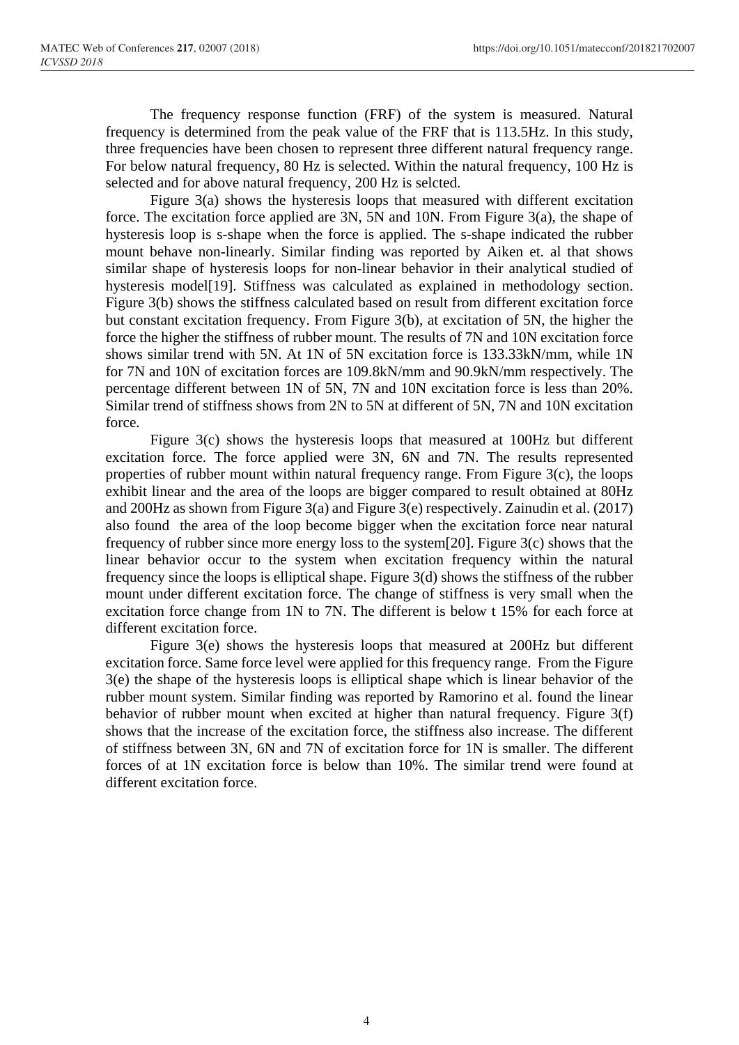The frequency response function (FRF) of the system is measured. Natural frequency is determined from the peak value of the FRF that is 113.5Hz. In this study, three frequencies have been chosen to represent three different natural frequency range. For below natural frequency, 80 Hz is selected. Within the natural frequency, 100 Hz is selected and for above natural frequency, 200 Hz is selcted.

Figure 3(a) shows the hysteresis loops that measured with different excitation force. The excitation force applied are 3N, 5N and 10N. From Figure 3(a), the shape of hysteresis loop is s-shape when the force is applied. The s-shape indicated the rubber mount behave non-linearly. Similar finding was reported by Aiken et. al that shows similar shape of hysteresis loops for non-linear behavior in their analytical studied of hysteresis model[19]. Stiffness was calculated as explained in methodology section. Figure 3(b) shows the stiffness calculated based on result from different excitation force but constant excitation frequency. From Figure 3(b), at excitation of 5N, the higher the force the higher the stiffness of rubber mount. The results of 7N and 10N excitation force shows similar trend with 5N. At 1N of 5N excitation force is 133.33kN/mm, while 1N for 7N and 10N of excitation forces are 109.8kN/mm and 90.9kN/mm respectively. The percentage different between 1N of 5N, 7N and 10N excitation force is less than 20%. Similar trend of stiffness shows from 2N to 5N at different of 5N, 7N and 10N excitation force.

Figure 3(c) shows the hysteresis loops that measured at 100Hz but different excitation force. The force applied were 3N, 6N and 7N. The results represented properties of rubber mount within natural frequency range. From Figure 3(c), the loops exhibit linear and the area of the loops are bigger compared to result obtained at 80Hz and 200Hz as shown from Figure 3(a) and Figure 3(e) respectively. Zainudin et al. (2017) also found the area of the loop become bigger when the excitation force near natural frequency of rubber since more energy loss to the system[20]. Figure 3(c) shows that the linear behavior occur to the system when excitation frequency within the natural frequency since the loops is elliptical shape. Figure 3(d) shows the stiffness of the rubber mount under different excitation force. The change of stiffness is very small when the excitation force change from 1N to 7N. The different is below t 15% for each force at different excitation force.

Figure 3(e) shows the hysteresis loops that measured at 200Hz but different excitation force. Same force level were applied for this frequency range. From the Figure 3(e) the shape of the hysteresis loops is elliptical shape which is linear behavior of the rubber mount system. Similar finding was reported by Ramorino et al. found the linear behavior of rubber mount when excited at higher than natural frequency. Figure 3(f) shows that the increase of the excitation force, the stiffness also increase. The different of stiffness between 3N, 6N and 7N of excitation force for 1N is smaller. The different forces of at 1N excitation force is below than 10%. The similar trend were found at different excitation force.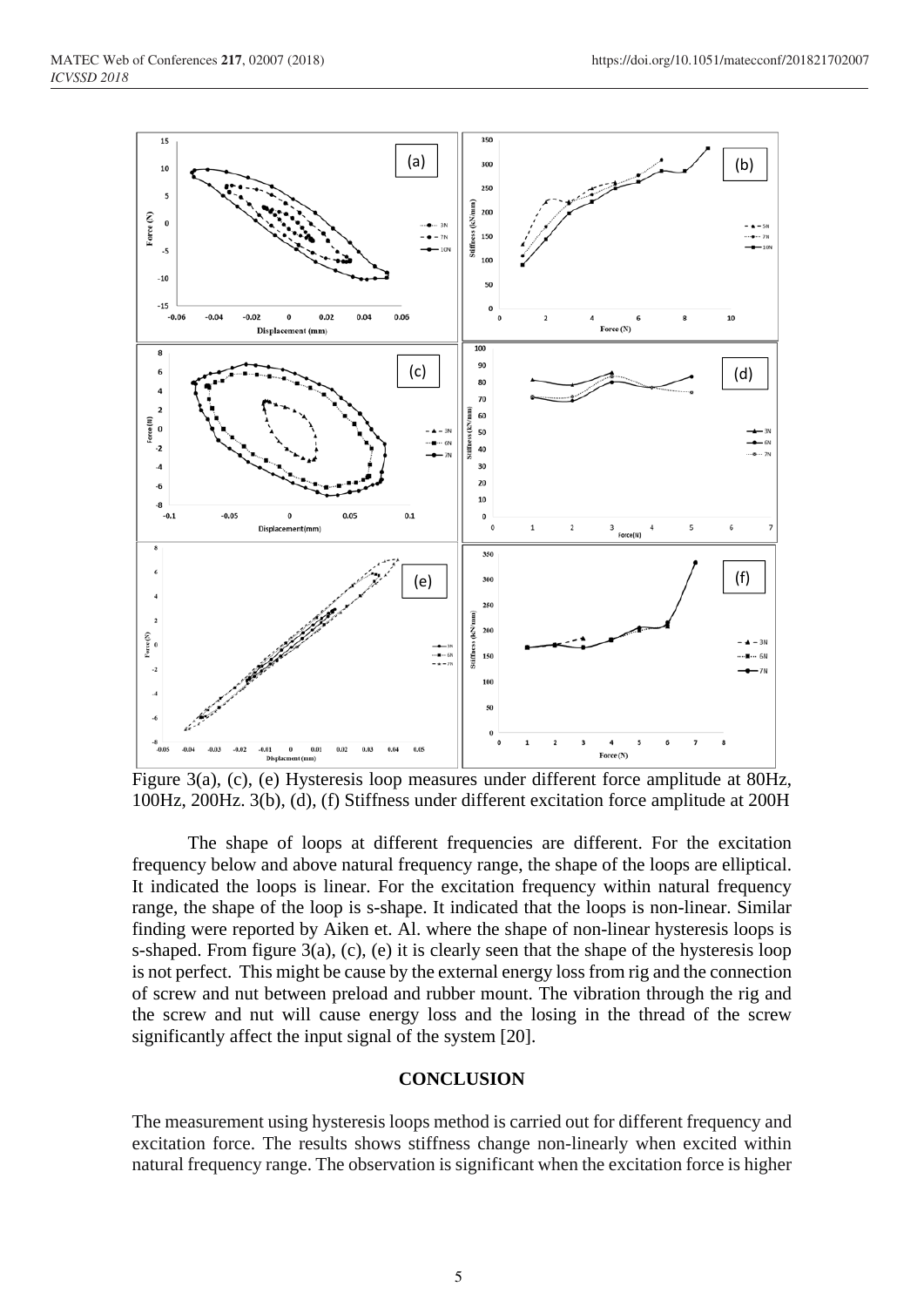Figure 3(a), (c), (e) Hysteresis loop measures under different force amplitude at 80Hz, 100Hz, 200Hz. 3(b), (d), (f) Stiffness under different excitation force amplitude at 200H

The shape of loops at different frequencies are different. For the excitation frequency below and above natural frequency range, the shape of the loops are elliptical. It indicated the loops is linear. For the excitation frequency within natural frequency range, the shape of the loop is s-shape. It indicated that the loops is non-linear. Similar finding were reported by Aiken et. Al. where the shape of non-linear hysteresis loops is s-shaped. From figure 3(a), (c), (e) it is clearly seen that the shape of the hysteresis loop is not perfect. This might be cause by the external energy loss from rig and the connection of screw and nut between preload and rubber mount. The vibration through the rig and the screw and nut will cause energy loss and the losing in the thread of the screw significantly affect the input signal of the system [20].

## CONCLUSION

The measurement using hysteresis loops method is carried out for different frequency and excitation force. The results shows stiffness change non-linearly when excited within natural frequency range. The observation is significant when the excitation force is higher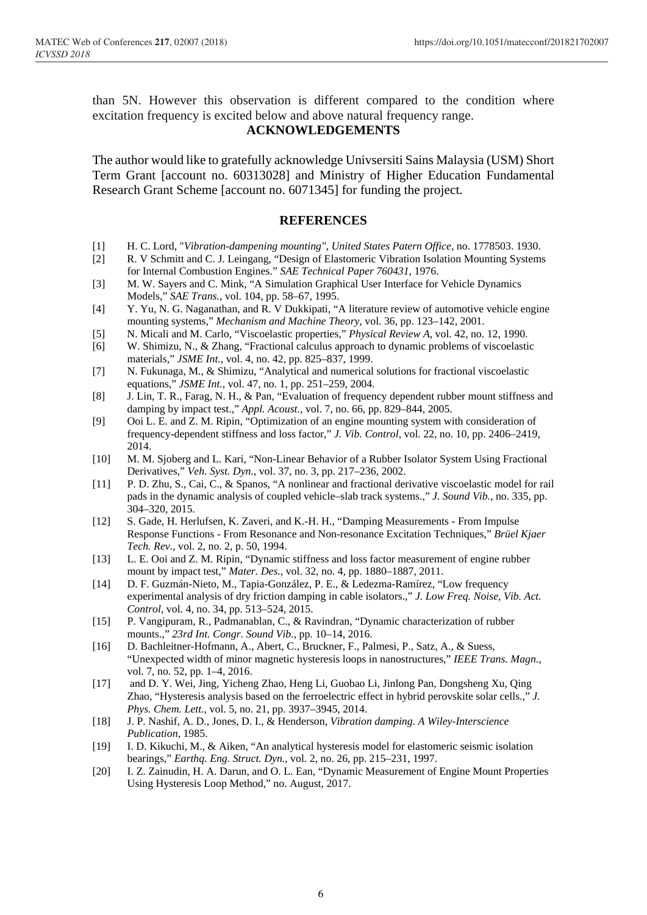than 5N. However this observation is different compared to the condition where excitation frequency is excited below and above natural frequency range.

## ACKNOWLEDGEMENTS

The author would like to gratefully acknowledge Univsersiti Sains Malaysia (USM) Short Term Grant [account no. 60313028] and Ministry of Higher Education Fundamental Research Grant Scheme [account no. 6071345] for funding the project.

## REFERENCES

[1] H. C. Lord, "*Vibration-dampening mounting*", *United States Patern Office*, no. 1778503. 1930.

[2] R. V Schmitt and C. J. Leingang, "Design of Elastomeric Vibration Isolation Mounting Systems for Internal Combustion Engines." *SAE Technical Paper 760431*, 1976.

[3] M. W. Sayers and C. Mink, "A Simulation Graphical User Interface for Vehicle Dynamics Models," *SAE Trans.*, vol. 104, pp. 58–67, 1995.

[4] Y. Yu, N. G. Naganathan, and R. V Dukkipati, "A literature review of automotive vehicle engine mounting systems," *Mechanism and Machine Theory*, vol. 36, pp. 123–142, 2001.

[5] N. Micali and M. Carlo, "Viscoelastic properties," *Physical Review A*, vol. 42, no. 12, 1990.

[6] W. Shimizu, N., & Zhang, "Fractional calculus approach to dynamic problems of viscoelastic materials," *JSME Int.*, vol. 4, no. 42, pp. 825–837, 1999.

[7] N. Fukunaga, M., & Shimizu, "Analytical and numerical solutions for fractional viscoelastic equations," *JSME Int.*, vol. 47, no. 1, pp. 251–259, 2004.

[8] J. Lin, T. R., Farag, N. H., & Pan, "Evaluation of frequency dependent rubber mount stiffness and damping by impact test.," *Appl. Acoust.*, vol. 7, no. 66, pp. 829–844, 2005.

[9] Ooi L. E. and Z. M. Ripin, "Optimization of an engine mounting system with consideration of frequency-dependent stiffness and loss factor," *J. Vib. Control*, vol. 22, no. 10, pp. 2406–2419, 2014.

[10] M. M. Sjoberg and L. Kari, "Non-Linear Behavior of a Rubber Isolator System Using Fractional Derivatives," *Veh. Syst. Dyn.*, vol. 37, no. 3, pp. 217–236, 2002.

[11] P. D. Zhu, S., Cai, C., & Spanos, "A nonlinear and fractional derivative viscoelastic model for rail pads in the dynamic analysis of coupled vehicle–slab track systems.," *J. Sound Vib.*, no. 335, pp. 304–320, 2015.

[12] S. Gade, H. Herlufsen, K. Zaveri, and K.-H. H., "Damping Measurements - From Impulse Response Functions - From Resonance and Non-resonance Excitation Techniques," *Brüel Kjaer Tech. Rev.*, vol. 2, no. 2, p. 50, 1994.

[13] L. E. Ooi and Z. M. Ripin, "Dynamic stiffness and loss factor measurement of engine rubber mount by impact test," *Mater. Des.*, vol. 32, no. 4, pp. 1880–1887, 2011.

[14] D. F. Guzmán-Nieto, M., Tapia-González, P. E., & Ledezma-Ramírez, "Low frequency experimental analysis of dry friction damping in cable isolators.," *J. Low Freq. Noise, Vib. Act. Control*, vol. 4, no. 34, pp. 513–524, 2015.

[15] P. Vangipuram, R., Padmanablan, C., & Ravindran, "Dynamic characterization of rubber mounts.," *23rd Int. Congr. Sound Vib.*, pp. 10–14, 2016.

[16] D. Bachleitner-Hofmann, A., Abert, C., Bruckner, F., Palmesi, P., Satz, A., & Suess, "Unexpected width of minor magnetic hysteresis loops in nanostructures," *IEEE Trans. Magn.*, vol. 7, no. 52, pp. 1–4, 2016.

[17] and D. Y. Wei, Jing, Yicheng Zhao, Heng Li, Guobao Li, Jinlong Pan, Dongsheng Xu, Qing Zhao, "Hysteresis analysis based on the ferroelectric effect in hybrid perovskite solar cells.," *J. Phys. Chem. Lett.*, vol. 5, no. 21, pp. 3937–3945, 2014.

[18] J. P. Nashif, A. D., Jones, D. I., & Henderson, *Vibration damping. A Wiley-Interscience Publication*, 1985.

[19] I. D. Kikuchi, M., & Aiken, "An analytical hysteresis model for elastomeric seismic isolation bearings," *Earthq. Eng. Struct. Dyn.*, vol. 2, no. 26, pp. 215–231, 1997.

[20] I. Z. Zainudin, H. A. Darun, and O. L. Ean, "Dynamic Measurement of Engine Mount Properties Using Hysteresis Loop Method," no. August, 2017.